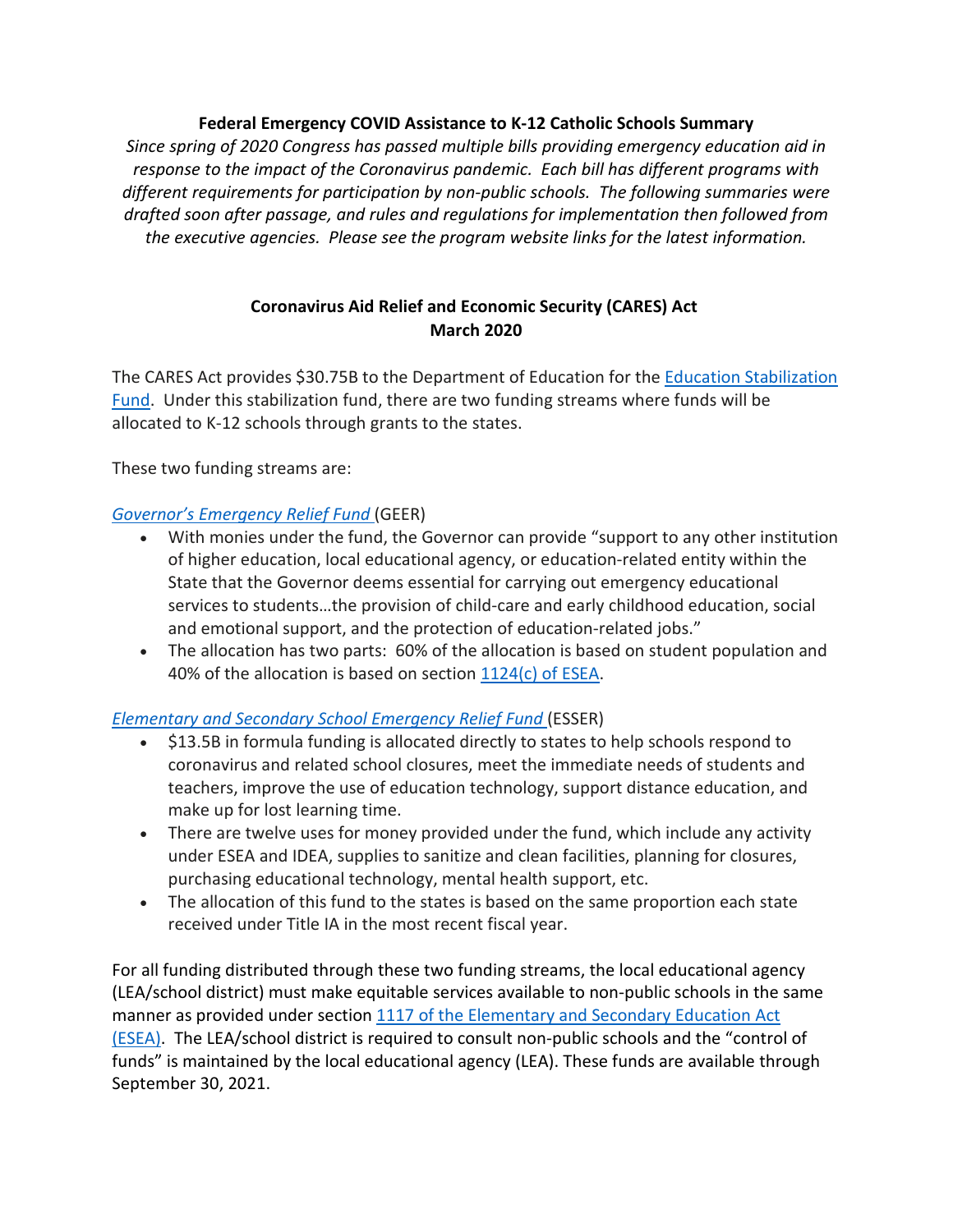# Federal Emergency COVID Assistance to K-12 Catholic Schools Summary

*Since spring of 2020 Congress has passed multiple bills providing emergency education aid in response to the impact of the Coronavirus pandemic. Each bill has different programs with different requirements for participation by non-public schools. The following summaries were drafted soon after passage, and rules and regulations for implementation then followed from the executive agencies. Please see the program website links for the latest information.*

## Coronavirus Aid Relief and Economic Security (CARES) Act
## March 2020

The CARES Act provides $30.75B to the Department of Education for the Education Stabilization Fund. Under this stabilization fund, there are two funding streams where funds will be allocated to K-12 schools through grants to the states.

These two funding streams are:

*Governor's Emergency Relief Fund* (GEER)

- With monies under the fund, the Governor can provide "support to any other institution of higher education, local educational agency, or education-related entity within the State that the Governor deems essential for carrying out emergency educational services to students…the provision of child-care and early childhood education, social and emotional support, and the protection of education-related jobs."
- The allocation has two parts: 60% of the allocation is based on student population and 40% of the allocation is based on section 1124(c) of ESEA.

*Elementary and Secondary School Emergency Relief Fund* (ESSER)

- $13.5B in formula funding is allocated directly to states to help schools respond to coronavirus and related school closures, meet the immediate needs of students and teachers, improve the use of education technology, support distance education, and make up for lost learning time.
- There are twelve uses for money provided under the fund, which include any activity under ESEA and IDEA, supplies to sanitize and clean facilities, planning for closures, purchasing educational technology, mental health support, etc.
- The allocation of this fund to the states is based on the same proportion each state received under Title IA in the most recent fiscal year.

For all funding distributed through these two funding streams, the local educational agency (LEA/school district) must make equitable services available to non-public schools in the same manner as provided under section 1117 of the Elementary and Secondary Education Act (ESEA). The LEA/school district is required to consult non-public schools and the "control of funds" is maintained by the local educational agency (LEA). These funds are available through September 30, 2021.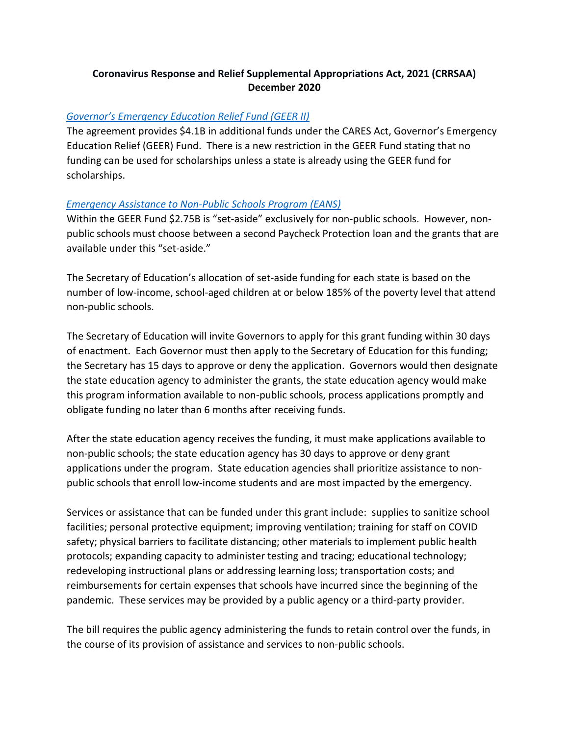**Coronavirus Response and Relief Supplemental Appropriations Act, 2021 (CRRSAA)**
**December 2020**

*Governor's Emergency Education Relief Fund (GEER II)*

The agreement provides $4.1B in additional funds under the CARES Act, Governor's Emergency Education Relief (GEER) Fund. There is a new restriction in the GEER Fund stating that no funding can be used for scholarships unless a state is already using the GEER fund for scholarships.

*Emergency Assistance to Non-Public Schools Program (EANS)*

Within the GEER Fund $2.75B is "set-aside" exclusively for non-public schools. However, non-public schools must choose between a second Paycheck Protection loan and the grants that are available under this "set-aside."

The Secretary of Education's allocation of set-aside funding for each state is based on the number of low-income, school-aged children at or below 185% of the poverty level that attend non-public schools.

The Secretary of Education will invite Governors to apply for this grant funding within 30 days of enactment. Each Governor must then apply to the Secretary of Education for this funding; the Secretary has 15 days to approve or deny the application. Governors would then designate the state education agency to administer the grants, the state education agency would make this program information available to non-public schools, process applications promptly and obligate funding no later than 6 months after receiving funds.

After the state education agency receives the funding, it must make applications available to non-public schools; the state education agency has 30 days to approve or deny grant applications under the program. State education agencies shall prioritize assistance to non-public schools that enroll low-income students and are most impacted by the emergency.

Services or assistance that can be funded under this grant include: supplies to sanitize school facilities; personal protective equipment; improving ventilation; training for staff on COVID safety; physical barriers to facilitate distancing; other materials to implement public health protocols; expanding capacity to administer testing and tracing; educational technology; redeveloping instructional plans or addressing learning loss; transportation costs; and reimbursements for certain expenses that schools have incurred since the beginning of the pandemic. These services may be provided by a public agency or a third-party provider.

The bill requires the public agency administering the funds to retain control over the funds, in the course of its provision of assistance and services to non-public schools.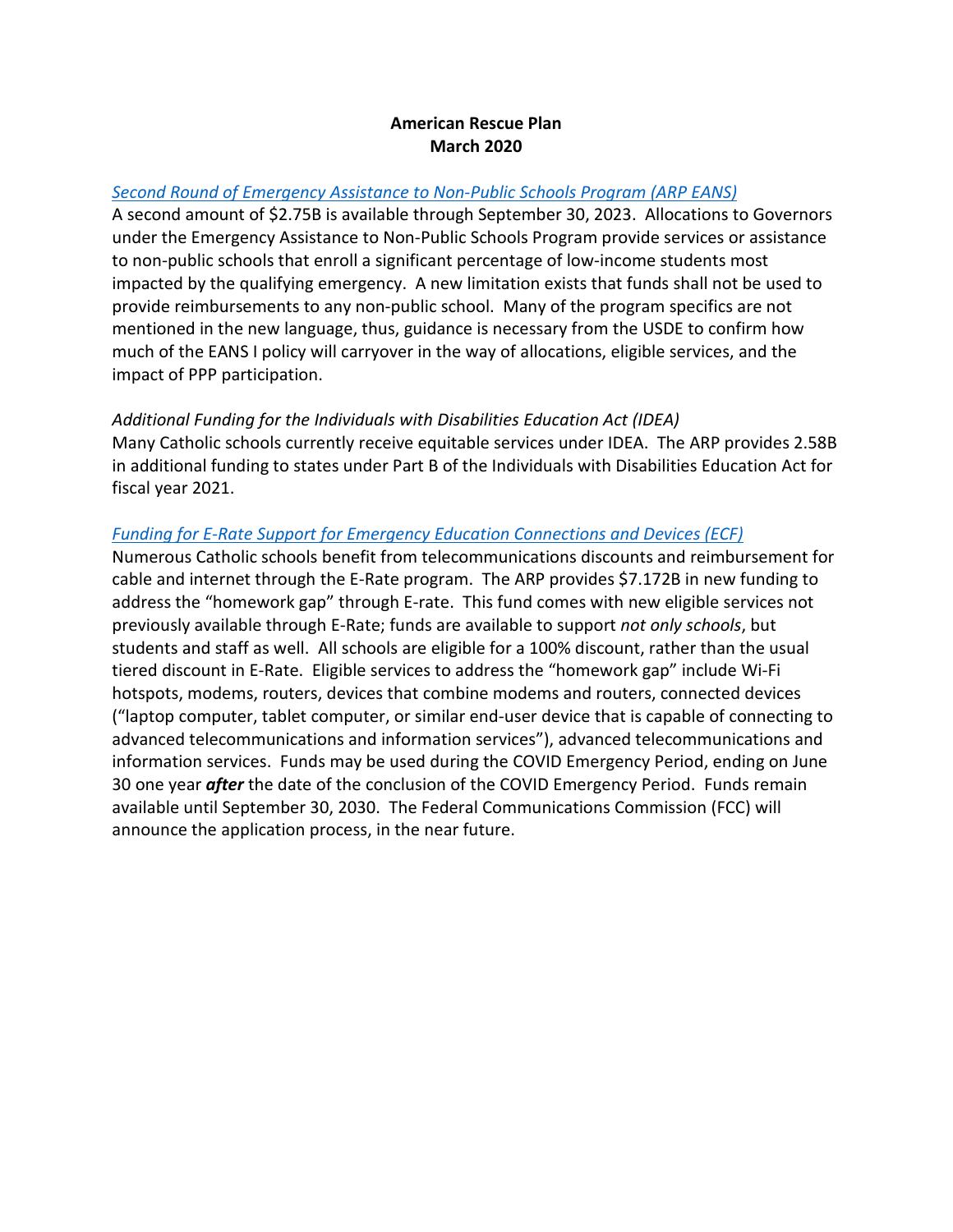**American Rescue Plan**
**March 2020**

*Second Round of Emergency Assistance to Non-Public Schools Program (ARP EANS)*
A second amount of $2.75B is available through September 30, 2023. Allocations to Governors under the Emergency Assistance to Non-Public Schools Program provide services or assistance to non-public schools that enroll a significant percentage of low-income students most impacted by the qualifying emergency. A new limitation exists that funds shall not be used to provide reimbursements to any non-public school. Many of the program specifics are not mentioned in the new language, thus, guidance is necessary from the USDE to confirm how much of the EANS I policy will carryover in the way of allocations, eligible services, and the impact of PPP participation.

*Additional Funding for the Individuals with Disabilities Education Act (IDEA)*
Many Catholic schools currently receive equitable services under IDEA. The ARP provides 2.58B in additional funding to states under Part B of the Individuals with Disabilities Education Act for fiscal year 2021.

*Funding for E-Rate Support for Emergency Education Connections and Devices (ECF)*
Numerous Catholic schools benefit from telecommunications discounts and reimbursement for cable and internet through the E-Rate program. The ARP provides $7.172B in new funding to address the "homework gap" through E-rate. This fund comes with new eligible services not previously available through E-Rate; funds are available to support *not only schools*, but students and staff as well. All schools are eligible for a 100% discount, rather than the usual tiered discount in E-Rate. Eligible services to address the "homework gap" include Wi-Fi hotspots, modems, routers, devices that combine modems and routers, connected devices ("laptop computer, tablet computer, or similar end-user device that is capable of connecting to advanced telecommunications and information services"), advanced telecommunications and information services. Funds may be used during the COVID Emergency Period, ending on June 30 one year ***after*** the date of the conclusion of the COVID Emergency Period. Funds remain available until September 30, 2030. The Federal Communications Commission (FCC) will announce the application process, in the near future.